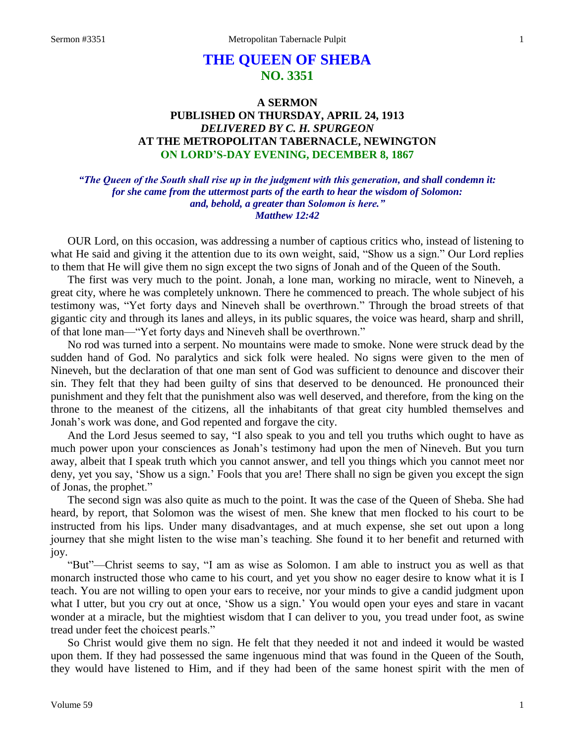# THE QUEEN OF SHEBA
## NO. 3351

### A SERMON
### PUBLISHED ON THURSDAY, APRIL 24, 1913
### *DELIVERED BY C. H. SPURGEON*
### AT THE METROPOLITAN TABERNACLE, NEWINGTON
### ON LORD'S-DAY EVENING, DECEMBER 8, 1867

*"The Queen of the South shall rise up in the judgment with this generation, and shall condemn it: for she came from the uttermost parts of the earth to hear the wisdom of Solomon: and, behold, a greater than Solomon is here." Matthew 12:42*

OUR Lord, on this occasion, was addressing a number of captious critics who, instead of listening to what He said and giving it the attention due to its own weight, said, "Show us a sign." Our Lord replies to them that He will give them no sign except the two signs of Jonah and of the Queen of the South.

The first was very much to the point. Jonah, a lone man, working no miracle, went to Nineveh, a great city, where he was completely unknown. There he commenced to preach. The whole subject of his testimony was, "Yet forty days and Nineveh shall be overthrown." Through the broad streets of that gigantic city and through its lanes and alleys, in its public squares, the voice was heard, sharp and shrill, of that lone man—"Yet forty days and Nineveh shall be overthrown."

No rod was turned into a serpent. No mountains were made to smoke. None were struck dead by the sudden hand of God. No paralytics and sick folk were healed. No signs were given to the men of Nineveh, but the declaration of that one man sent of God was sufficient to denounce and discover their sin. They felt that they had been guilty of sins that deserved to be denounced. He pronounced their punishment and they felt that the punishment also was well deserved, and therefore, from the king on the throne to the meanest of the citizens, all the inhabitants of that great city humbled themselves and Jonah's work was done, and God repented and forgave the city.

And the Lord Jesus seemed to say, "I also speak to you and tell you truths which ought to have as much power upon your consciences as Jonah's testimony had upon the men of Nineveh. But you turn away, albeit that I speak truth which you cannot answer, and tell you things which you cannot meet nor deny, yet you say, 'Show us a sign.' Fools that you are! There shall no sign be given you except the sign of Jonas, the prophet."

The second sign was also quite as much to the point. It was the case of the Queen of Sheba. She had heard, by report, that Solomon was the wisest of men. She knew that men flocked to his court to be instructed from his lips. Under many disadvantages, and at much expense, she set out upon a long journey that she might listen to the wise man's teaching. She found it to her benefit and returned with joy.

"But"—Christ seems to say, "I am as wise as Solomon. I am able to instruct you as well as that monarch instructed those who came to his court, and yet you show no eager desire to know what it is I teach. You are not willing to open your ears to receive, nor your minds to give a candid judgment upon what I utter, but you cry out at once, 'Show us a sign.' You would open your eyes and stare in vacant wonder at a miracle, but the mightiest wisdom that I can deliver to you, you tread under foot, as swine tread under feet the choicest pearls."

So Christ would give them no sign. He felt that they needed it not and indeed it would be wasted upon them. If they had possessed the same ingenuous mind that was found in the Queen of the South, they would have listened to Him, and if they had been of the same honest spirit with the men of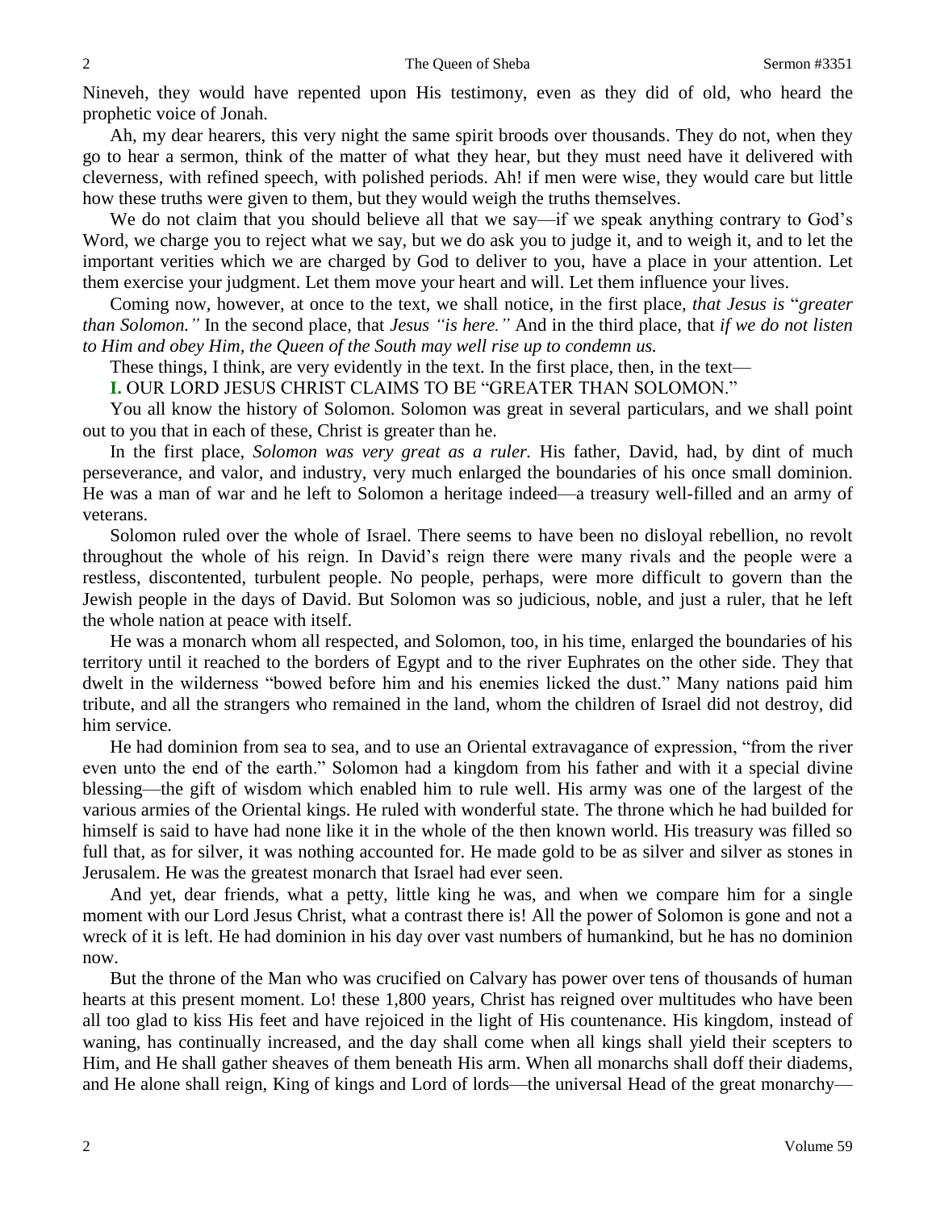Nineveh, they would have repented upon His testimony, even as they did of old, who heard the prophetic voice of Jonah.

Ah, my dear hearers, this very night the same spirit broods over thousands. They do not, when they go to hear a sermon, think of the matter of what they hear, but they must need have it delivered with cleverness, with refined speech, with polished periods. Ah! if men were wise, they would care but little how these truths were given to them, but they would weigh the truths themselves.

We do not claim that you should believe all that we say—if we speak anything contrary to God's Word, we charge you to reject what we say, but we do ask you to judge it, and to weigh it, and to let the important verities which we are charged by God to deliver to you, have a place in your attention. Let them exercise your judgment. Let them move your heart and will. Let them influence your lives.

Coming now, however, at once to the text, we shall notice, in the first place, *that Jesus is* "*greater than Solomon."* In the second place, that *Jesus "is here."* And in the third place, that *if we do not listen to Him and obey Him, the Queen of the South may well rise up to condemn us.*

These things, I think, are very evidently in the text. In the first place, then, in the text—

**I.** OUR LORD JESUS CHRIST CLAIMS TO BE "GREATER THAN SOLOMON."

You all know the history of Solomon. Solomon was great in several particulars, and we shall point out to you that in each of these, Christ is greater than he.

In the first place, *Solomon was very great as a ruler.* His father, David, had, by dint of much perseverance, and valor, and industry, very much enlarged the boundaries of his once small dominion. He was a man of war and he left to Solomon a heritage indeed—a treasury well-filled and an army of veterans.

Solomon ruled over the whole of Israel. There seems to have been no disloyal rebellion, no revolt throughout the whole of his reign. In David's reign there were many rivals and the people were a restless, discontented, turbulent people. No people, perhaps, were more difficult to govern than the Jewish people in the days of David. But Solomon was so judicious, noble, and just a ruler, that he left the whole nation at peace with itself.

He was a monarch whom all respected, and Solomon, too, in his time, enlarged the boundaries of his territory until it reached to the borders of Egypt and to the river Euphrates on the other side. They that dwelt in the wilderness "bowed before him and his enemies licked the dust." Many nations paid him tribute, and all the strangers who remained in the land, whom the children of Israel did not destroy, did him service.

He had dominion from sea to sea, and to use an Oriental extravagance of expression, "from the river even unto the end of the earth." Solomon had a kingdom from his father and with it a special divine blessing—the gift of wisdom which enabled him to rule well. His army was one of the largest of the various armies of the Oriental kings. He ruled with wonderful state. The throne which he had builded for himself is said to have had none like it in the whole of the then known world. His treasury was filled so full that, as for silver, it was nothing accounted for. He made gold to be as silver and silver as stones in Jerusalem. He was the greatest monarch that Israel had ever seen.

And yet, dear friends, what a petty, little king he was, and when we compare him for a single moment with our Lord Jesus Christ, what a contrast there is! All the power of Solomon is gone and not a wreck of it is left. He had dominion in his day over vast numbers of humankind, but he has no dominion now.

But the throne of the Man who was crucified on Calvary has power over tens of thousands of human hearts at this present moment. Lo! these 1,800 years, Christ has reigned over multitudes who have been all too glad to kiss His feet and have rejoiced in the light of His countenance. His kingdom, instead of waning, has continually increased, and the day shall come when all kings shall yield their scepters to Him, and He shall gather sheaves of them beneath His arm. When all monarchs shall doff their diadems, and He alone shall reign, King of kings and Lord of lords—the universal Head of the great monarchy—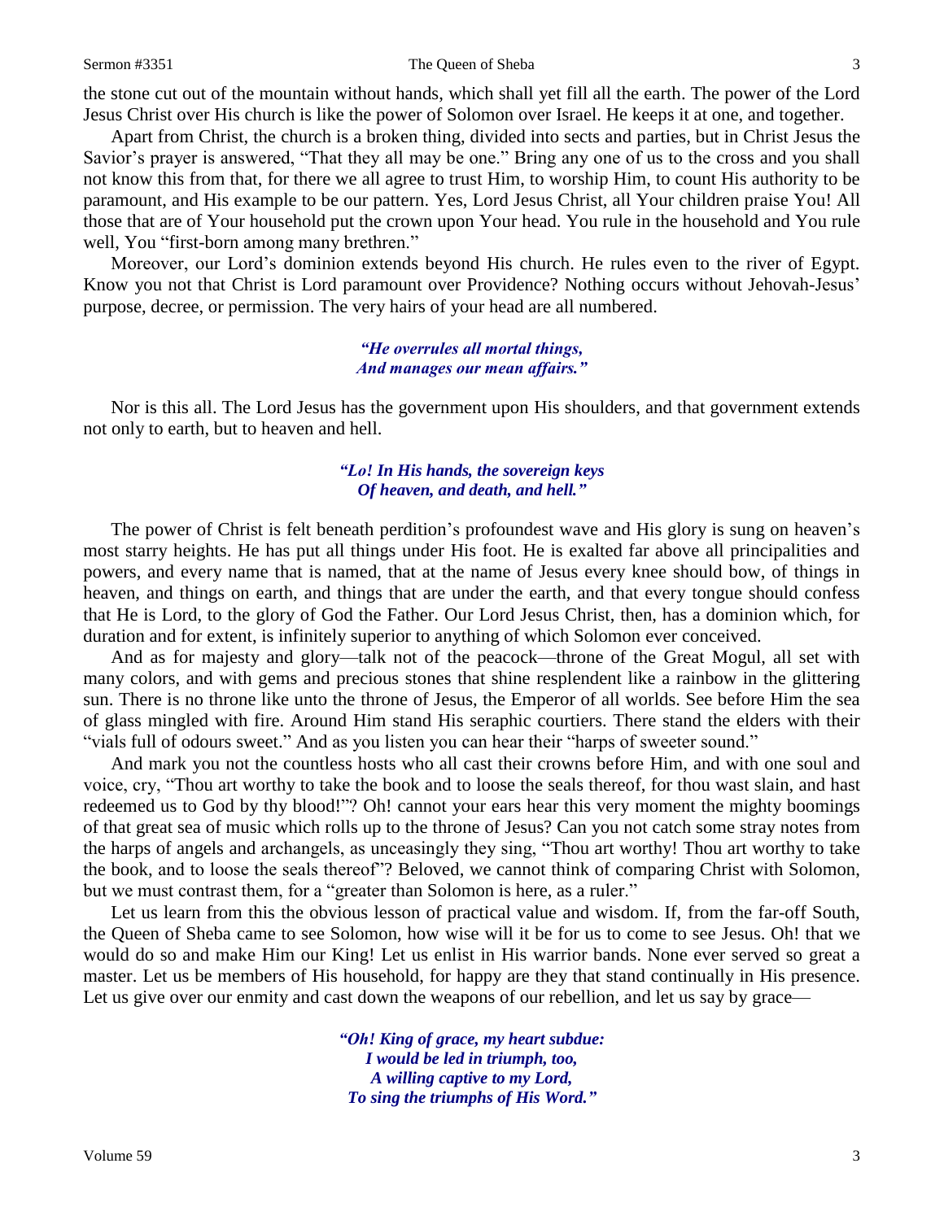the stone cut out of the mountain without hands, which shall yet fill all the earth. The power of the Lord Jesus Christ over His church is like the power of Solomon over Israel. He keeps it at one, and together.

Apart from Christ, the church is a broken thing, divided into sects and parties, but in Christ Jesus the Savior's prayer is answered, "That they all may be one." Bring any one of us to the cross and you shall not know this from that, for there we all agree to trust Him, to worship Him, to count His authority to be paramount, and His example to be our pattern. Yes, Lord Jesus Christ, all Your children praise You! All those that are of Your household put the crown upon Your head. You rule in the household and You rule well, You "first-born among many brethren."

Moreover, our Lord's dominion extends beyond His church. He rules even to the river of Egypt. Know you not that Christ is Lord paramount over Providence? Nothing occurs without Jehovah-Jesus' purpose, decree, or permission. The very hairs of your head are all numbered.

> ***"He overrules all mortal things,***
> ***And manages our mean affairs."***

Nor is this all. The Lord Jesus has the government upon His shoulders, and that government extends not only to earth, but to heaven and hell.

> ***"Lo! In His hands, the sovereign keys***
> ***Of heaven, and death, and hell."***

The power of Christ is felt beneath perdition's profoundest wave and His glory is sung on heaven's most starry heights. He has put all things under His foot. He is exalted far above all principalities and powers, and every name that is named, that at the name of Jesus every knee should bow, of things in heaven, and things on earth, and things that are under the earth, and that every tongue should confess that He is Lord, to the glory of God the Father. Our Lord Jesus Christ, then, has a dominion which, for duration and for extent, is infinitely superior to anything of which Solomon ever conceived.

And as for majesty and glory—talk not of the peacock—throne of the Great Mogul, all set with many colors, and with gems and precious stones that shine resplendent like a rainbow in the glittering sun. There is no throne like unto the throne of Jesus, the Emperor of all worlds. See before Him the sea of glass mingled with fire. Around Him stand His seraphic courtiers. There stand the elders with their "vials full of odours sweet." And as you listen you can hear their "harps of sweeter sound."

And mark you not the countless hosts who all cast their crowns before Him, and with one soul and voice, cry, "Thou art worthy to take the book and to loose the seals thereof, for thou wast slain, and hast redeemed us to God by thy blood!"? Oh! cannot your ears hear this very moment the mighty boomings of that great sea of music which rolls up to the throne of Jesus? Can you not catch some stray notes from the harps of angels and archangels, as unceasingly they sing, "Thou art worthy! Thou art worthy to take the book, and to loose the seals thereof"? Beloved, we cannot think of comparing Christ with Solomon, but we must contrast them, for a "greater than Solomon is here, as a ruler."

Let us learn from this the obvious lesson of practical value and wisdom. If, from the far-off South, the Queen of Sheba came to see Solomon, how wise will it be for us to come to see Jesus. Oh! that we would do so and make Him our King! Let us enlist in His warrior bands. None ever served so great a master. Let us be members of His household, for happy are they that stand continually in His presence. Let us give over our enmity and cast down the weapons of our rebellion, and let us say by grace—

> ***"Oh! King of grace, my heart subdue:***
> ***I would be led in triumph, too,***
> ***A willing captive to my Lord,***
> ***To sing the triumphs of His Word."***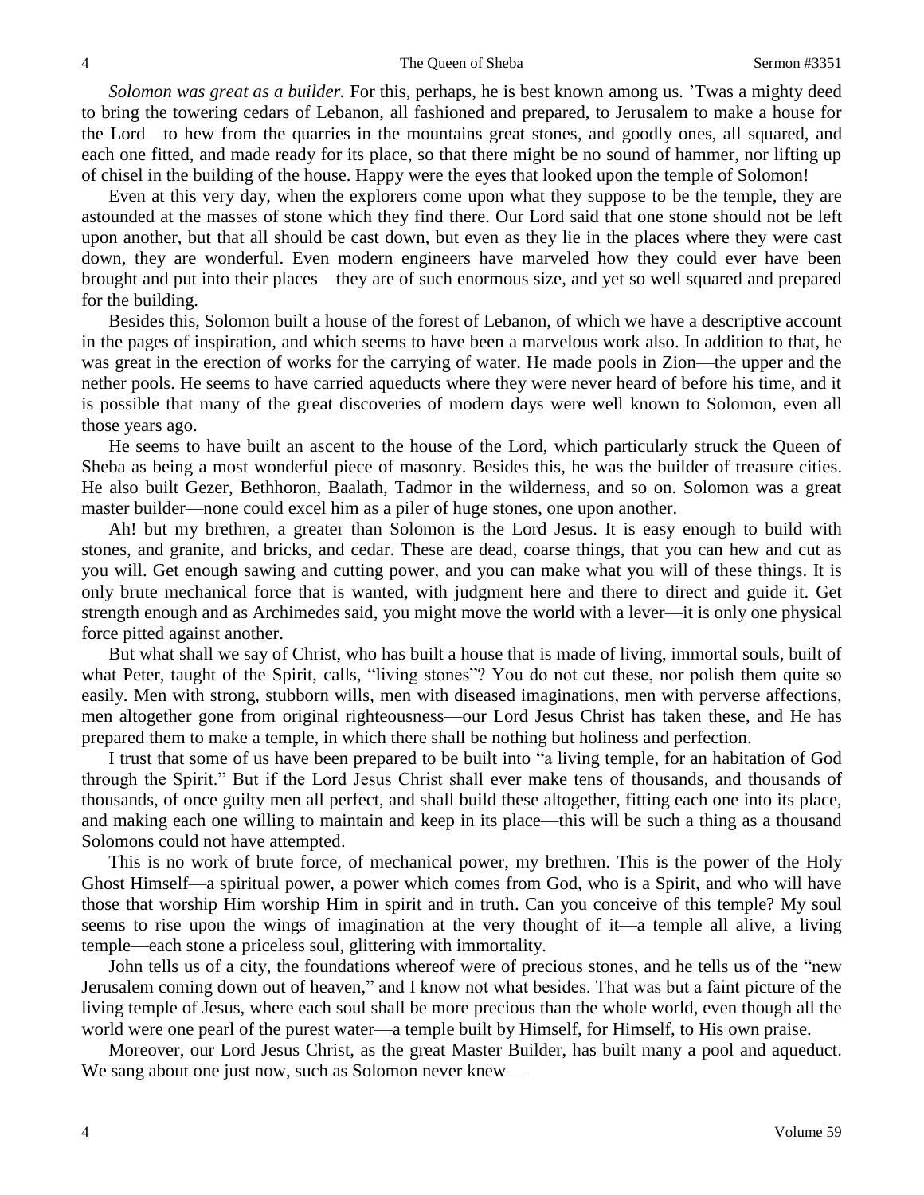*Solomon was great as a builder.* For this, perhaps, he is best known among us. 'Twas a mighty deed to bring the towering cedars of Lebanon, all fashioned and prepared, to Jerusalem to make a house for the Lord—to hew from the quarries in the mountains great stones, and goodly ones, all squared, and each one fitted, and made ready for its place, so that there might be no sound of hammer, nor lifting up of chisel in the building of the house. Happy were the eyes that looked upon the temple of Solomon!

Even at this very day, when the explorers come upon what they suppose to be the temple, they are astounded at the masses of stone which they find there. Our Lord said that one stone should not be left upon another, but that all should be cast down, but even as they lie in the places where they were cast down, they are wonderful. Even modern engineers have marveled how they could ever have been brought and put into their places—they are of such enormous size, and yet so well squared and prepared for the building.

Besides this, Solomon built a house of the forest of Lebanon, of which we have a descriptive account in the pages of inspiration, and which seems to have been a marvelous work also. In addition to that, he was great in the erection of works for the carrying of water. He made pools in Zion—the upper and the nether pools. He seems to have carried aqueducts where they were never heard of before his time, and it is possible that many of the great discoveries of modern days were well known to Solomon, even all those years ago.

He seems to have built an ascent to the house of the Lord, which particularly struck the Queen of Sheba as being a most wonderful piece of masonry. Besides this, he was the builder of treasure cities. He also built Gezer, Bethhoron, Baalath, Tadmor in the wilderness, and so on. Solomon was a great master builder—none could excel him as a piler of huge stones, one upon another.

Ah! but my brethren, a greater than Solomon is the Lord Jesus. It is easy enough to build with stones, and granite, and bricks, and cedar. These are dead, coarse things, that you can hew and cut as you will. Get enough sawing and cutting power, and you can make what you will of these things. It is only brute mechanical force that is wanted, with judgment here and there to direct and guide it. Get strength enough and as Archimedes said, you might move the world with a lever—it is only one physical force pitted against another.

But what shall we say of Christ, who has built a house that is made of living, immortal souls, built of what Peter, taught of the Spirit, calls, "living stones"? You do not cut these, nor polish them quite so easily. Men with strong, stubborn wills, men with diseased imaginations, men with perverse affections, men altogether gone from original righteousness—our Lord Jesus Christ has taken these, and He has prepared them to make a temple, in which there shall be nothing but holiness and perfection.

I trust that some of us have been prepared to be built into "a living temple, for an habitation of God through the Spirit." But if the Lord Jesus Christ shall ever make tens of thousands, and thousands of thousands, of once guilty men all perfect, and shall build these altogether, fitting each one into its place, and making each one willing to maintain and keep in its place—this will be such a thing as a thousand Solomons could not have attempted.

This is no work of brute force, of mechanical power, my brethren. This is the power of the Holy Ghost Himself—a spiritual power, a power which comes from God, who is a Spirit, and who will have those that worship Him worship Him in spirit and in truth. Can you conceive of this temple? My soul seems to rise upon the wings of imagination at the very thought of it—a temple all alive, a living temple—each stone a priceless soul, glittering with immortality.

John tells us of a city, the foundations whereof were of precious stones, and he tells us of the "new Jerusalem coming down out of heaven," and I know not what besides. That was but a faint picture of the living temple of Jesus, where each soul shall be more precious than the whole world, even though all the world were one pearl of the purest water—a temple built by Himself, for Himself, to His own praise.

Moreover, our Lord Jesus Christ, as the great Master Builder, has built many a pool and aqueduct. We sang about one just now, such as Solomon never knew—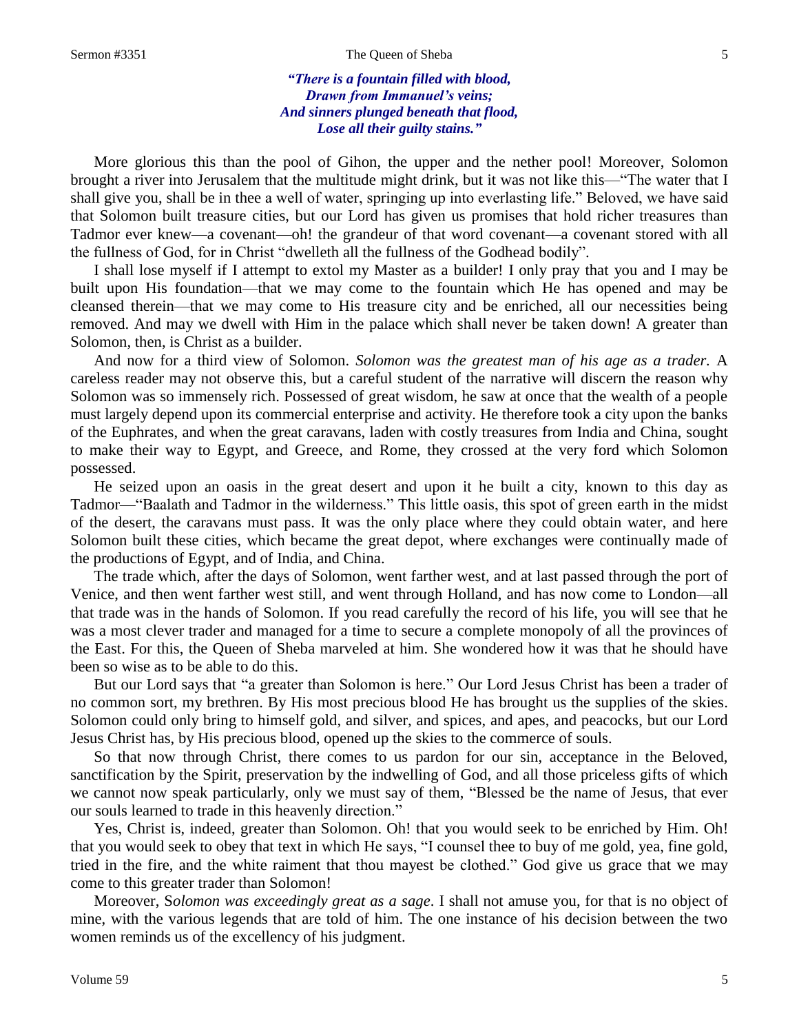*"There is a fountain filled with blood,*
*Drawn from Immanuel's veins;*
*And sinners plunged beneath that flood,*
*Lose all their guilty stains."*

More glorious this than the pool of Gihon, the upper and the nether pool! Moreover, Solomon brought a river into Jerusalem that the multitude might drink, but it was not like this—"The water that I shall give you, shall be in thee a well of water, springing up into everlasting life." Beloved, we have said that Solomon built treasure cities, but our Lord has given us promises that hold richer treasures than Tadmor ever knew—a covenant—oh! the grandeur of that word covenant—a covenant stored with all the fullness of God, for in Christ "dwelleth all the fullness of the Godhead bodily".

I shall lose myself if I attempt to extol my Master as a builder! I only pray that you and I may be built upon His foundation—that we may come to the fountain which He has opened and may be cleansed therein—that we may come to His treasure city and be enriched, all our necessities being removed. And may we dwell with Him in the palace which shall never be taken down! A greater than Solomon, then, is Christ as a builder.

And now for a third view of Solomon. *Solomon was the greatest man of his age as a trader*. A careless reader may not observe this, but a careful student of the narrative will discern the reason why Solomon was so immensely rich. Possessed of great wisdom, he saw at once that the wealth of a people must largely depend upon its commercial enterprise and activity. He therefore took a city upon the banks of the Euphrates, and when the great caravans, laden with costly treasures from India and China, sought to make their way to Egypt, and Greece, and Rome, they crossed at the very ford which Solomon possessed.

He seized upon an oasis in the great desert and upon it he built a city, known to this day as Tadmor—"Baalath and Tadmor in the wilderness." This little oasis, this spot of green earth in the midst of the desert, the caravans must pass. It was the only place where they could obtain water, and here Solomon built these cities, which became the great depot, where exchanges were continually made of the productions of Egypt, and of India, and China.

The trade which, after the days of Solomon, went farther west, and at last passed through the port of Venice, and then went farther west still, and went through Holland, and has now come to London—all that trade was in the hands of Solomon. If you read carefully the record of his life, you will see that he was a most clever trader and managed for a time to secure a complete monopoly of all the provinces of the East. For this, the Queen of Sheba marveled at him. She wondered how it was that he should have been so wise as to be able to do this.

But our Lord says that "a greater than Solomon is here." Our Lord Jesus Christ has been a trader of no common sort, my brethren. By His most precious blood He has brought us the supplies of the skies. Solomon could only bring to himself gold, and silver, and spices, and apes, and peacocks, but our Lord Jesus Christ has, by His precious blood, opened up the skies to the commerce of souls.

So that now through Christ, there comes to us pardon for our sin, acceptance in the Beloved, sanctification by the Spirit, preservation by the indwelling of God, and all those priceless gifts of which we cannot now speak particularly, only we must say of them, "Blessed be the name of Jesus, that ever our souls learned to trade in this heavenly direction."

Yes, Christ is, indeed, greater than Solomon. Oh! that you would seek to be enriched by Him. Oh! that you would seek to obey that text in which He says, "I counsel thee to buy of me gold, yea, fine gold, tried in the fire, and the white raiment that thou mayest be clothed." God give us grace that we may come to this greater trader than Solomon!

Moreover, S*olomon was exceedingly great as a sage*. I shall not amuse you, for that is no object of mine, with the various legends that are told of him. The one instance of his decision between the two women reminds us of the excellency of his judgment.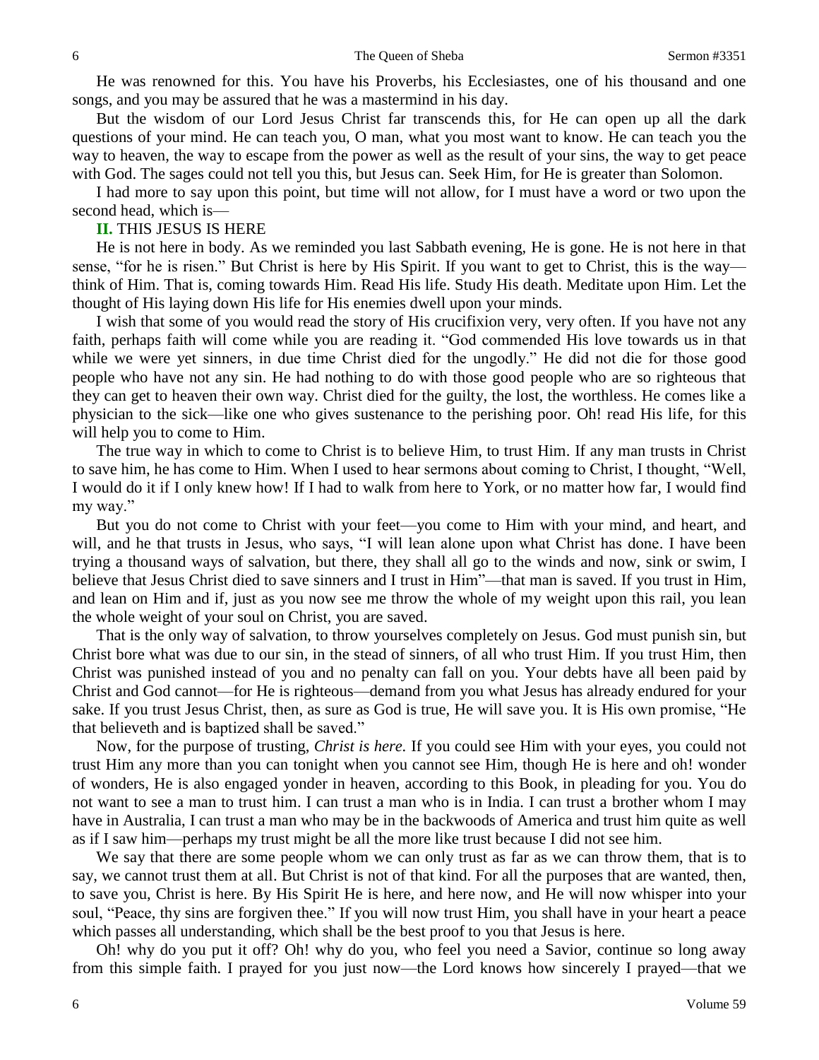He was renowned for this. You have his Proverbs, his Ecclesiastes, one of his thousand and one songs, and you may be assured that he was a mastermind in his day.

But the wisdom of our Lord Jesus Christ far transcends this, for He can open up all the dark questions of your mind. He can teach you, O man, what you most want to know. He can teach you the way to heaven, the way to escape from the power as well as the result of your sins, the way to get peace with God. The sages could not tell you this, but Jesus can. Seek Him, for He is greater than Solomon.

I had more to say upon this point, but time will not allow, for I must have a word or two upon the second head, which is—

## II. THIS JESUS IS HERE

He is not here in body. As we reminded you last Sabbath evening, He is gone. He is not here in that sense, "for he is risen." But Christ is here by His Spirit. If you want to get to Christ, this is the way—think of Him. That is, coming towards Him. Read His life. Study His death. Meditate upon Him. Let the thought of His laying down His life for His enemies dwell upon your minds.

I wish that some of you would read the story of His crucifixion very, very often. If you have not any faith, perhaps faith will come while you are reading it. "God commended His love towards us in that while we were yet sinners, in due time Christ died for the ungodly." He did not die for those good people who have not any sin. He had nothing to do with those good people who are so righteous that they can get to heaven their own way. Christ died for the guilty, the lost, the worthless. He comes like a physician to the sick—like one who gives sustenance to the perishing poor. Oh! read His life, for this will help you to come to Him.

The true way in which to come to Christ is to believe Him, to trust Him. If any man trusts in Christ to save him, he has come to Him. When I used to hear sermons about coming to Christ, I thought, "Well, I would do it if I only knew how! If I had to walk from here to York, or no matter how far, I would find my way."

But you do not come to Christ with your feet—you come to Him with your mind, and heart, and will, and he that trusts in Jesus, who says, "I will lean alone upon what Christ has done. I have been trying a thousand ways of salvation, but there, they shall all go to the winds and now, sink or swim, I believe that Jesus Christ died to save sinners and I trust in Him"—that man is saved. If you trust in Him, and lean on Him and if, just as you now see me throw the whole of my weight upon this rail, you lean the whole weight of your soul on Christ, you are saved.

That is the only way of salvation, to throw yourselves completely on Jesus. God must punish sin, but Christ bore what was due to our sin, in the stead of sinners, of all who trust Him. If you trust Him, then Christ was punished instead of you and no penalty can fall on you. Your debts have all been paid by Christ and God cannot—for He is righteous—demand from you what Jesus has already endured for your sake. If you trust Jesus Christ, then, as sure as God is true, He will save you. It is His own promise, "He that believeth and is baptized shall be saved."

Now, for the purpose of trusting, *Christ is here.* If you could see Him with your eyes, you could not trust Him any more than you can tonight when you cannot see Him, though He is here and oh! wonder of wonders, He is also engaged yonder in heaven, according to this Book, in pleading for you. You do not want to see a man to trust him. I can trust a man who is in India. I can trust a brother whom I may have in Australia, I can trust a man who may be in the backwoods of America and trust him quite as well as if I saw him—perhaps my trust might be all the more like trust because I did not see him.

We say that there are some people whom we can only trust as far as we can throw them, that is to say, we cannot trust them at all. But Christ is not of that kind. For all the purposes that are wanted, then, to save you, Christ is here. By His Spirit He is here, and here now, and He will now whisper into your soul, "Peace, thy sins are forgiven thee." If you will now trust Him, you shall have in your heart a peace which passes all understanding, which shall be the best proof to you that Jesus is here.

Oh! why do you put it off? Oh! why do you, who feel you need a Savior, continue so long away from this simple faith. I prayed for you just now—the Lord knows how sincerely I prayed—that we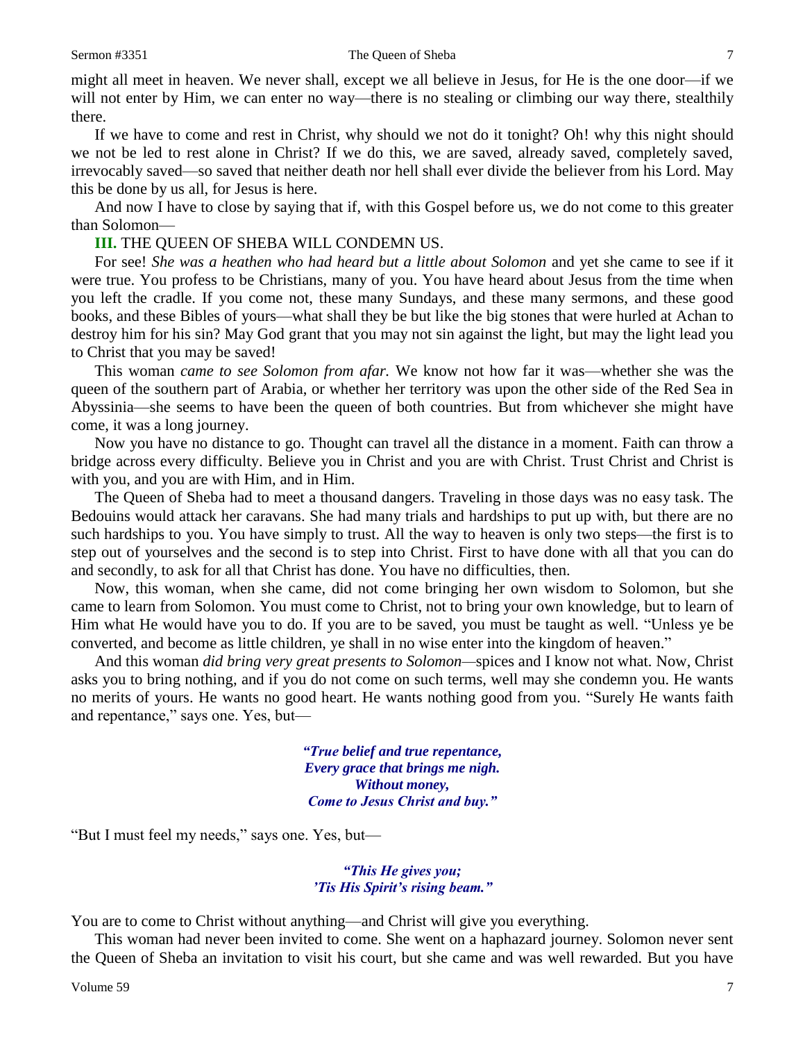might all meet in heaven. We never shall, except we all believe in Jesus, for He is the one door—if we will not enter by Him, we can enter no way—there is no stealing or climbing our way there, stealthily there.

If we have to come and rest in Christ, why should we not do it tonight? Oh! why this night should we not be led to rest alone in Christ? If we do this, we are saved, already saved, completely saved, irrevocably saved—so saved that neither death nor hell shall ever divide the believer from his Lord. May this be done by us all, for Jesus is here.

And now I have to close by saying that if, with this Gospel before us, we do not come to this greater than Solomon—

**III.** THE QUEEN OF SHEBA WILL CONDEMN US.

For see! *She was a heathen who had heard but a little about Solomon* and yet she came to see if it were true. You profess to be Christians, many of you. You have heard about Jesus from the time when you left the cradle. If you come not, these many Sundays, and these many sermons, and these good books, and these Bibles of yours—what shall they be but like the big stones that were hurled at Achan to destroy him for his sin? May God grant that you may not sin against the light, but may the light lead you to Christ that you may be saved!

This woman *came to see Solomon from afar.* We know not how far it was—whether she was the queen of the southern part of Arabia, or whether her territory was upon the other side of the Red Sea in Abyssinia—she seems to have been the queen of both countries. But from whichever she might have come, it was a long journey.

Now you have no distance to go. Thought can travel all the distance in a moment. Faith can throw a bridge across every difficulty. Believe you in Christ and you are with Christ. Trust Christ and Christ is with you, and you are with Him, and in Him.

The Queen of Sheba had to meet a thousand dangers. Traveling in those days was no easy task. The Bedouins would attack her caravans. She had many trials and hardships to put up with, but there are no such hardships to you. You have simply to trust. All the way to heaven is only two steps—the first is to step out of yourselves and the second is to step into Christ. First to have done with all that you can do and secondly, to ask for all that Christ has done. You have no difficulties, then.

Now, this woman, when she came, did not come bringing her own wisdom to Solomon, but she came to learn from Solomon. You must come to Christ, not to bring your own knowledge, but to learn of Him what He would have you to do. If you are to be saved, you must be taught as well. "Unless ye be converted, and become as little children, ye shall in no wise enter into the kingdom of heaven."

And this woman *did bring very great presents to Solomon*—spices and I know not what. Now, Christ asks you to bring nothing, and if you do not come on such terms, well may she condemn you. He wants no merits of yours. He wants no good heart. He wants nothing good from you. "Surely He wants faith and repentance," says one. Yes, but—

> ***"True belief and true repentance,***
> ***Every grace that brings me nigh.***
> ***Without money,***
> ***Come to Jesus Christ and buy."***

"But I must feel my needs," says one. Yes, but—

> ***"This He gives you;***
> ***'Tis His Spirit's rising beam."***

You are to come to Christ without anything—and Christ will give you everything.

This woman had never been invited to come. She went on a haphazard journey. Solomon never sent the Queen of Sheba an invitation to visit his court, but she came and was well rewarded. But you have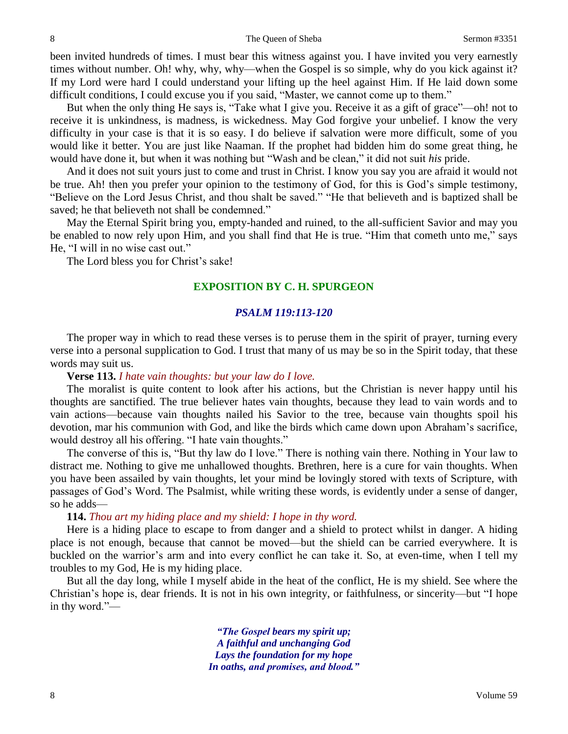been invited hundreds of times. I must bear this witness against you. I have invited you very earnestly times without number. Oh! why, why, why—when the Gospel is so simple, why do you kick against it? If my Lord were hard I could understand your lifting up the heel against Him. If He laid down some difficult conditions, I could excuse you if you said, "Master, we cannot come up to them."

But when the only thing He says is, "Take what I give you. Receive it as a gift of grace"—oh! not to receive it is unkindness, is madness, is wickedness. May God forgive your unbelief. I know the very difficulty in your case is that it is so easy. I do believe if salvation were more difficult, some of you would like it better. You are just like Naaman. If the prophet had bidden him do some great thing, he would have done it, but when it was nothing but "Wash and be clean," it did not suit *his* pride.

And it does not suit yours just to come and trust in Christ. I know you say you are afraid it would not be true. Ah! then you prefer your opinion to the testimony of God, for this is God's simple testimony, "Believe on the Lord Jesus Christ, and thou shalt be saved." "He that believeth and is baptized shall be saved; he that believeth not shall be condemned."

May the Eternal Spirit bring you, empty-handed and ruined, to the all-sufficient Savior and may you be enabled to now rely upon Him, and you shall find that He is true. "Him that cometh unto me," says He, "I will in no wise cast out."

The Lord bless you for Christ's sake!

## EXPOSITION BY C. H. SPURGEON

### *PSALM 119:113-120*

The proper way in which to read these verses is to peruse them in the spirit of prayer, turning every verse into a personal supplication to God. I trust that many of us may be so in the Spirit today, that these words may suit us.

**Verse 113.** *I hate vain thoughts: but your law do I love.*

The moralist is quite content to look after his actions, but the Christian is never happy until his thoughts are sanctified. The true believer hates vain thoughts, because they lead to vain words and to vain actions—because vain thoughts nailed his Savior to the tree, because vain thoughts spoil his devotion, mar his communion with God, and like the birds which came down upon Abraham's sacrifice, would destroy all his offering. "I hate vain thoughts."

The converse of this is, "But thy law do I love." There is nothing vain there. Nothing in Your law to distract me. Nothing to give me unhallowed thoughts. Brethren, here is a cure for vain thoughts. When you have been assailed by vain thoughts, let your mind be lovingly stored with texts of Scripture, with passages of God's Word. The Psalmist, while writing these words, is evidently under a sense of danger, so he adds—

**114.** *Thou art my hiding place and my shield: I hope in thy word.*

Here is a hiding place to escape to from danger and a shield to protect whilst in danger. A hiding place is not enough, because that cannot be moved—but the shield can be carried everywhere. It is buckled on the warrior's arm and into every conflict he can take it. So, at even-time, when I tell my troubles to my God, He is my hiding place.

But all the day long, while I myself abide in the heat of the conflict, He is my shield. See where the Christian's hope is, dear friends. It is not in his own integrity, or faithfulness, or sincerity—but "I hope in thy word."—

> ***"The Gospel bears my spirit up;***
> ***A faithful and unchanging God***
> ***Lays the foundation for my hope***
> ***In oaths, and promises, and blood."***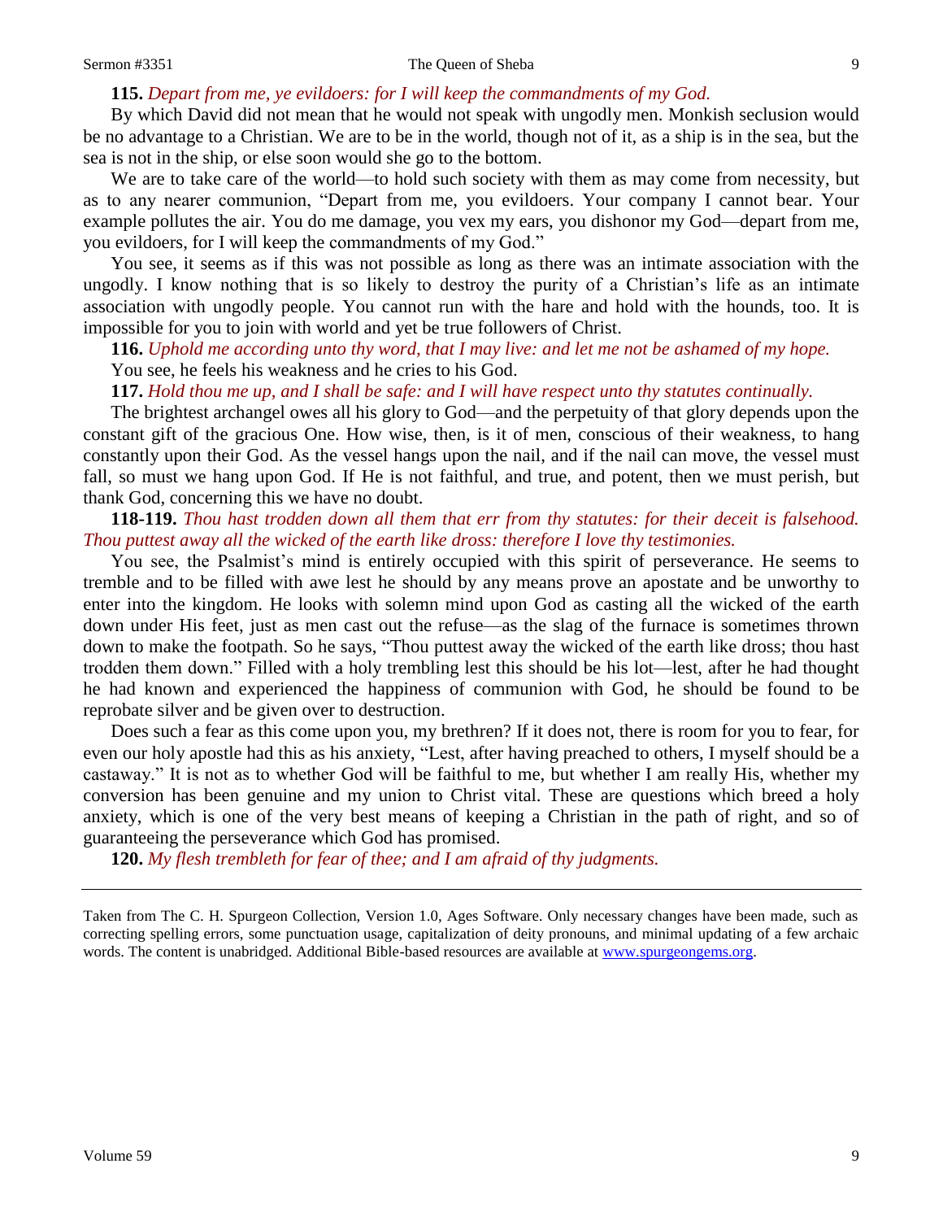**115.** *Depart from me, ye evildoers: for I will keep the commandments of my God.*

By which David did not mean that he would not speak with ungodly men. Monkish seclusion would be no advantage to a Christian. We are to be in the world, though not of it, as a ship is in the sea, but the sea is not in the ship, or else soon would she go to the bottom.

We are to take care of the world—to hold such society with them as may come from necessity, but as to any nearer communion, "Depart from me, you evildoers. Your company I cannot bear. Your example pollutes the air. You do me damage, you vex my ears, you dishonor my God—depart from me, you evildoers, for I will keep the commandments of my God."

You see, it seems as if this was not possible as long as there was an intimate association with the ungodly. I know nothing that is so likely to destroy the purity of a Christian's life as an intimate association with ungodly people. You cannot run with the hare and hold with the hounds, too. It is impossible for you to join with world and yet be true followers of Christ.

**116.** *Uphold me according unto thy word, that I may live: and let me not be ashamed of my hope.*

You see, he feels his weakness and he cries to his God.

**117.** *Hold thou me up, and I shall be safe: and I will have respect unto thy statutes continually.*

The brightest archangel owes all his glory to God—and the perpetuity of that glory depends upon the constant gift of the gracious One. How wise, then, is it of men, conscious of their weakness, to hang constantly upon their God. As the vessel hangs upon the nail, and if the nail can move, the vessel must fall, so must we hang upon God. If He is not faithful, and true, and potent, then we must perish, but thank God, concerning this we have no doubt.

**118-119.** *Thou hast trodden down all them that err from thy statutes: for their deceit is falsehood. Thou puttest away all the wicked of the earth like dross: therefore I love thy testimonies.*

You see, the Psalmist's mind is entirely occupied with this spirit of perseverance. He seems to tremble and to be filled with awe lest he should by any means prove an apostate and be unworthy to enter into the kingdom. He looks with solemn mind upon God as casting all the wicked of the earth down under His feet, just as men cast out the refuse—as the slag of the furnace is sometimes thrown down to make the footpath. So he says, "Thou puttest away the wicked of the earth like dross; thou hast trodden them down." Filled with a holy trembling lest this should be his lot—lest, after he had thought he had known and experienced the happiness of communion with God, he should be found to be reprobate silver and be given over to destruction.

Does such a fear as this come upon you, my brethren? If it does not, there is room for you to fear, for even our holy apostle had this as his anxiety, "Lest, after having preached to others, I myself should be a castaway." It is not as to whether God will be faithful to me, but whether I am really His, whether my conversion has been genuine and my union to Christ vital. These are questions which breed a holy anxiety, which is one of the very best means of keeping a Christian in the path of right, and so of guaranteeing the perseverance which God has promised.

**120.** *My flesh trembleth for fear of thee; and I am afraid of thy judgments.*

---

Taken from The C. H. Spurgeon Collection, Version 1.0, Ages Software. Only necessary changes have been made, such as correcting spelling errors, some punctuation usage, capitalization of deity pronouns, and minimal updating of a few archaic words. The content is unabridged. Additional Bible-based resources are available at www.spurgeongems.org.